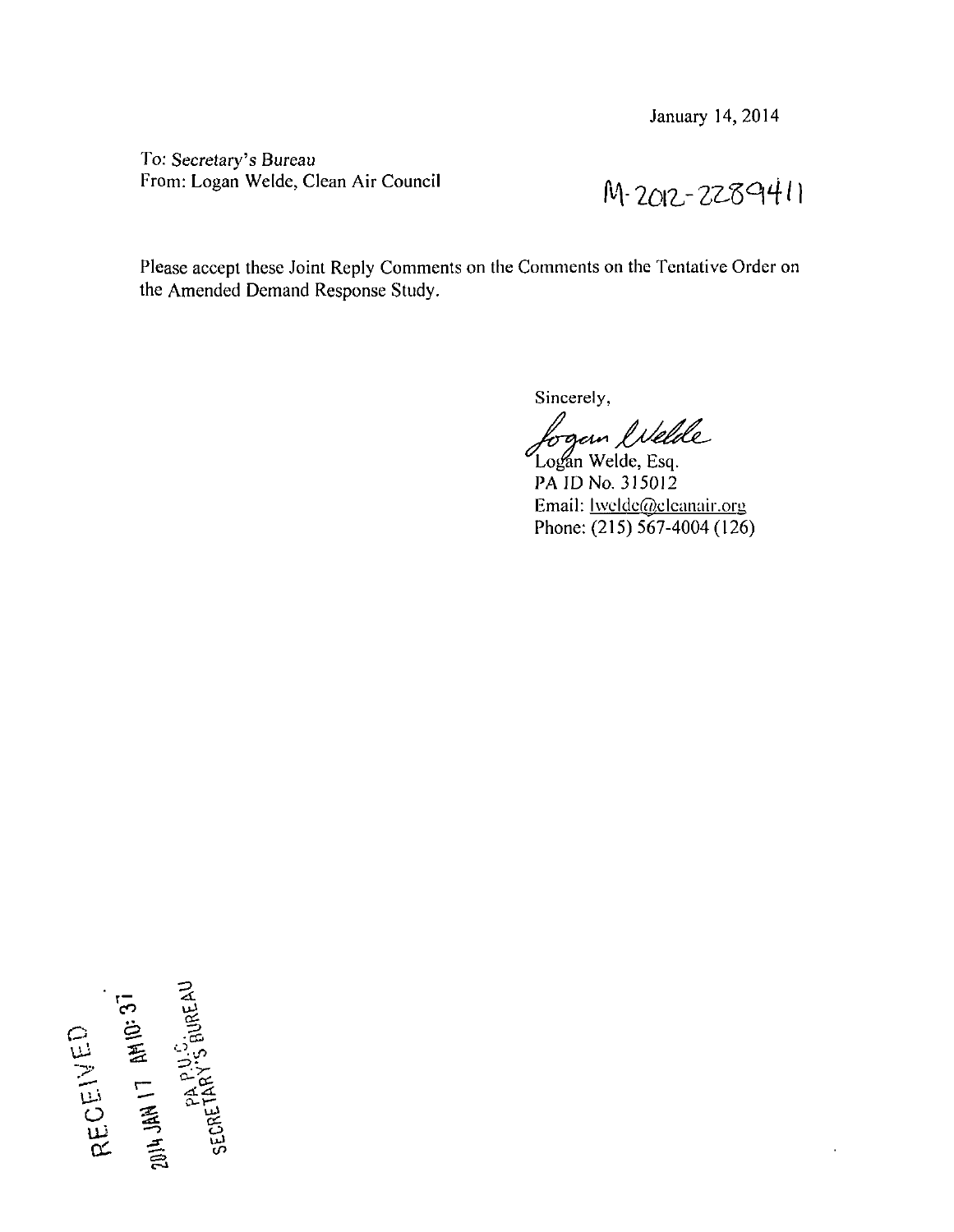January 14, 2014

To: *Secretary's Bureau*
From: Logan Welde, Clean Air Council

M-2012-2289411

Please accept these Joint Reply Comments on the Comments on the Tentative Order on the Amended Demand Response Study.

Sincerely,

*Logan Welde*

Logan Welde, Esq.
PA ID No. 315012
Email: lwelde@cleanair.org
Phone: (215) 567-4004 (126)

RECEIVED
2014 JAN 17 AM 10: 37
PA P.U.C.
SECRETARY'S BUREAU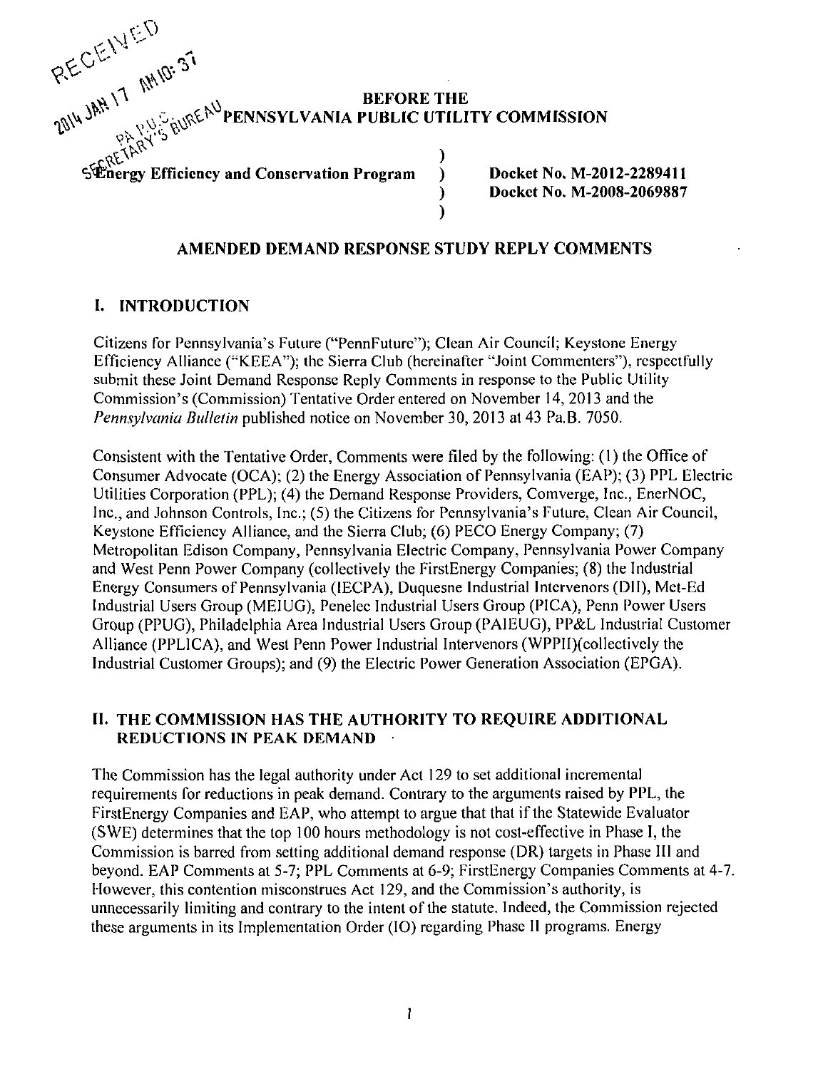RECEIVED
2014 JAN 17 AM 10: 37
PA P.U.C.
SECRETARY'S BUREAU

# BEFORE THE PENNSYLVANIA PUBLIC UTILITY COMMISSION

| | | |
|---|---|---|
| **Energy Efficiency and Conservation Program** | ) | **Docket No. M-2012-2289411** |
| | ) | **Docket No. M-2008-2069887** |

## AMENDED DEMAND RESPONSE STUDY REPLY COMMENTS

## I. INTRODUCTION

Citizens for Pennsylvania's Future ("PennFuture"); Clean Air Council; Keystone Energy Efficiency Alliance ("KEEA"); the Sierra Club (hereinafter "Joint Commenters"), respectfully submit these Joint Demand Response Reply Comments in response to the Public Utility Commission's (Commission) Tentative Order entered on November 14, 2013 and the *Pennsylvania Bulletin* published notice on November 30, 2013 at 43 Pa.B. 7050.

Consistent with the Tentative Order, Comments were filed by the following: (1) the Office of Consumer Advocate (OCA); (2) the Energy Association of Pennsylvania (EAP); (3) PPL Electric Utilities Corporation (PPL); (4) the Demand Response Providers, Comverge, Inc., EnerNOC, Inc., and Johnson Controls, Inc.; (5) the Citizens for Pennsylvania's Future, Clean Air Council, Keystone Efficiency Alliance, and the Sierra Club; (6) PECO Energy Company; (7) Metropolitan Edison Company, Pennsylvania Electric Company, Pennsylvania Power Company and West Penn Power Company (collectively the FirstEnergy Companies; (8) the Industrial Energy Consumers of Pennsylvania (IECPA), Duquesne Industrial Intervenors (DII), Met-Ed Industrial Users Group (MEIUG), Penelec Industrial Users Group (PICA), Penn Power Users Group (PPUG), Philadelphia Area Industrial Users Group (PAIEUG), PP&L Industrial Customer Alliance (PPLICA), and West Penn Power Industrial Intervenors (WPPII)(collectively the Industrial Customer Groups); and (9) the Electric Power Generation Association (EPGA).

## II. THE COMMISSION HAS THE AUTHORITY TO REQUIRE ADDITIONAL REDUCTIONS IN PEAK DEMAND

The Commission has the legal authority under Act 129 to set additional incremental requirements for reductions in peak demand. Contrary to the arguments raised by PPL, the FirstEnergy Companies and EAP, who attempt to argue that that if the Statewide Evaluator (SWE) determines that the top 100 hours methodology is not cost-effective in Phase I, the Commission is barred from setting additional demand response (DR) targets in Phase III and beyond. EAP Comments at 5-7; PPL Comments at 6-9; FirstEnergy Companies Comments at 4-7. However, this contention misconstrues Act 129, and the Commission's authority, is unnecessarily limiting and contrary to the intent of the statute. Indeed, the Commission rejected these arguments in its Implementation Order (IO) regarding Phase II programs. Energy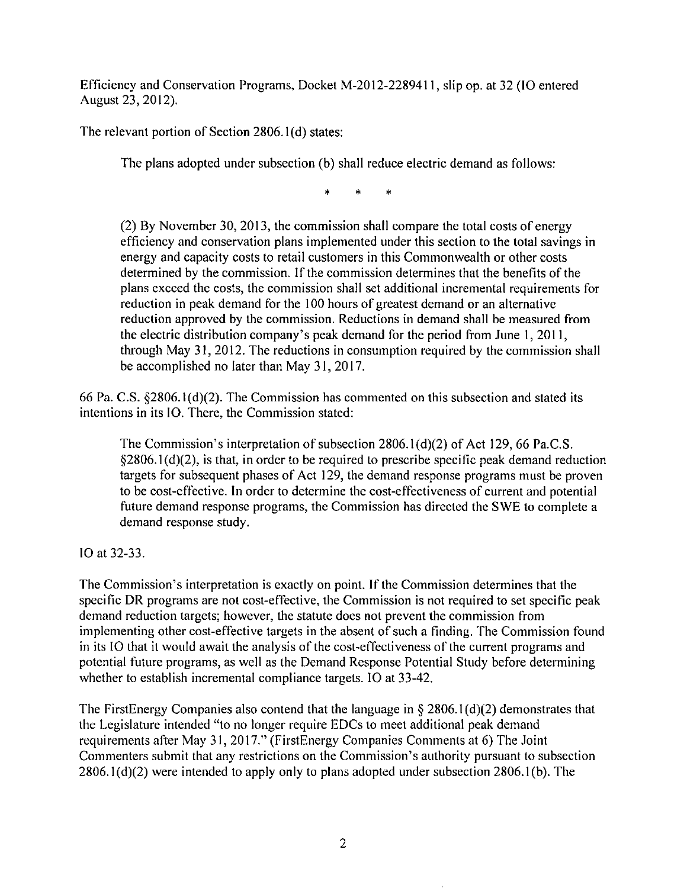Efficiency and Conservation Programs, Docket M-2012-2289411, slip op. at 32 (IO entered August 23, 2012).

The relevant portion of Section 2806.1(d) states:

> The plans adopted under subsection (b) shall reduce electric demand as follows:
>
> \* \* \*
>
> (2) By November 30, 2013, the commission shall compare the total costs of energy efficiency and conservation plans implemented under this section to the total savings in energy and capacity costs to retail customers in this Commonwealth or other costs determined by the commission. If the commission determines that the benefits of the plans exceed the costs, the commission shall set additional incremental requirements for reduction in peak demand for the 100 hours of greatest demand or an alternative reduction approved by the commission. Reductions in demand shall be measured from the electric distribution company's peak demand for the period from June 1, 2011, through May 31, 2012. The reductions in consumption required by the commission shall be accomplished no later than May 31, 2017.

66 Pa. C.S. §2806.1(d)(2). The Commission has commented on this subsection and stated its intentions in its IO. There, the Commission stated:

> The Commission's interpretation of subsection 2806.1(d)(2) of Act 129, 66 Pa.C.S. §2806.1(d)(2), is that, in order to be required to prescribe specific peak demand reduction targets for subsequent phases of Act 129, the demand response programs must be proven to be cost-effective. In order to determine the cost-effectiveness of current and potential future demand response programs, the Commission has directed the SWE to complete a demand response study.

IO at 32-33.

The Commission's interpretation is exactly on point. If the Commission determines that the specific DR programs are not cost-effective, the Commission is not required to set specific peak demand reduction targets; however, the statute does not prevent the commission from implementing other cost-effective targets in the absent of such a finding. The Commission found in its IO that it would await the analysis of the cost-effectiveness of the current programs and potential future programs, as well as the Demand Response Potential Study before determining whether to establish incremental compliance targets. IO at 33-42.

The FirstEnergy Companies also contend that the language in § 2806.1(d)(2) demonstrates that the Legislature intended "to no longer require EDCs to meet additional peak demand requirements after May 31, 2017." (FirstEnergy Companies Comments at 6) The Joint Commenters submit that any restrictions on the Commission's authority pursuant to subsection 2806.1(d)(2) were intended to apply only to plans adopted under subsection 2806.1(b). The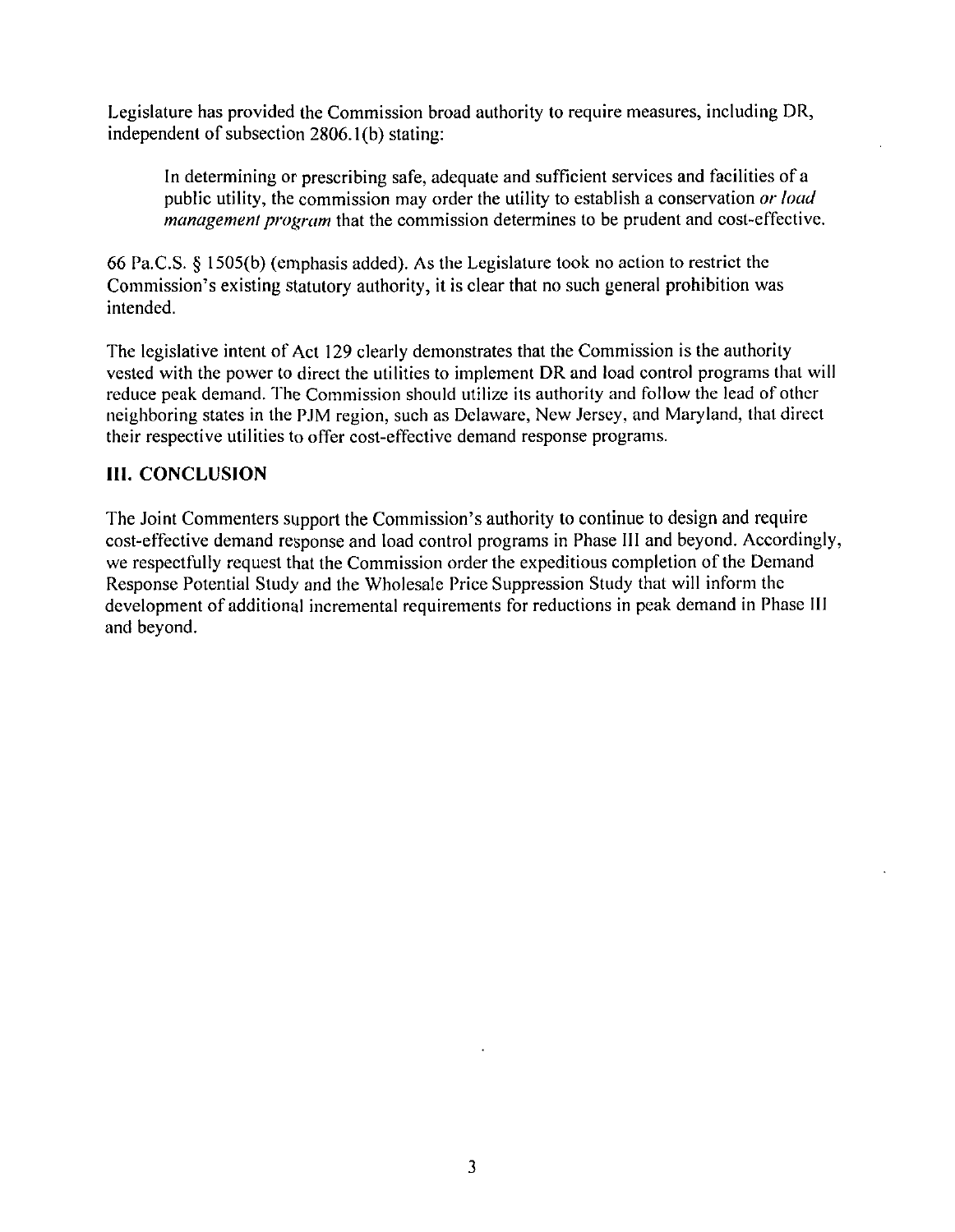Legislature has provided the Commission broad authority to require measures, including DR, independent of subsection 2806.1(b) stating:

> In determining or prescribing safe, adequate and sufficient services and facilities of a public utility, the commission may order the utility to establish a conservation *or load management program* that the commission determines to be prudent and cost-effective.

66 Pa.C.S. § 1505(b) (emphasis added). As the Legislature took no action to restrict the Commission's existing statutory authority, it is clear that no such general prohibition was intended.

The legislative intent of Act 129 clearly demonstrates that the Commission is the authority vested with the power to direct the utilities to implement DR and load control programs that will reduce peak demand. The Commission should utilize its authority and follow the lead of other neighboring states in the PJM region, such as Delaware, New Jersey, and Maryland, that direct their respective utilities to offer cost-effective demand response programs.

## III. CONCLUSION

The Joint Commenters support the Commission's authority to continue to design and require cost-effective demand response and load control programs in Phase III and beyond. Accordingly, we respectfully request that the Commission order the expeditious completion of the Demand Response Potential Study and the Wholesale Price Suppression Study that will inform the development of additional incremental requirements for reductions in peak demand in Phase III and beyond.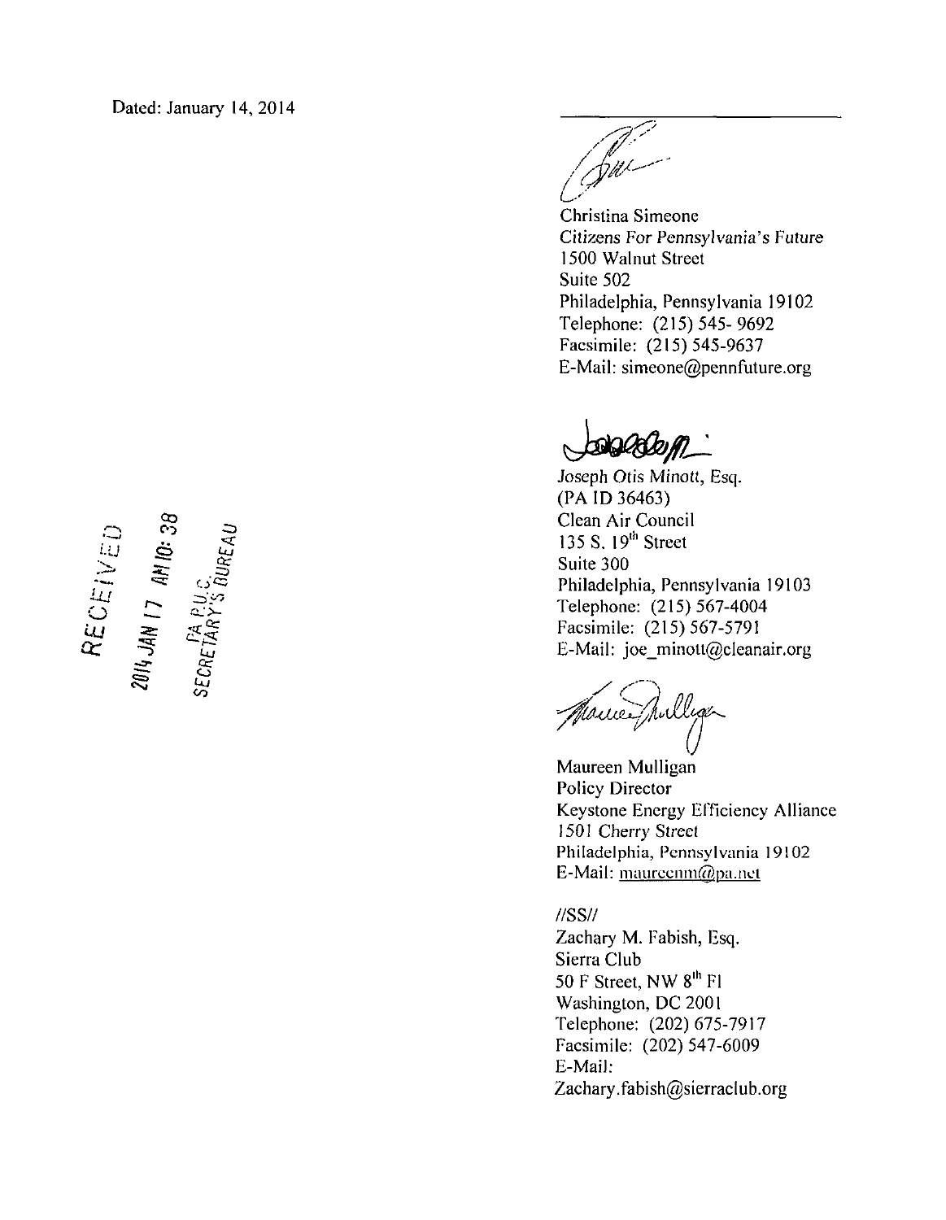Dated: January 14, 2014

Christina Simeone
*Citizens For Pennsylvania's Future*
1500 Walnut Street
Suite 502
Philadelphia, Pennsylvania 19102
Telephone: (215) 545- 9692
Facsimile: (215) 545-9637
E-Mail: simeone@pennfuture.org

Joseph Otis Minott, Esq.
(PA ID 36463)
Clean Air Council
135 S. 19th Street
Suite 300
Philadelphia, Pennsylvania 19103
Telephone: (215) 567-4004
Facsimile: (215) 567-5791
E-Mail: joe_minott@cleanair.org

Maureen Mulligan
Policy Director
Keystone Energy Efficiency Alliance
1501 Cherry Street
Philadelphia, Pennsylvania 19102
E-Mail: maureenm@pa.net

//SS//
Zachary M. Fabish, Esq.
Sierra Club
50 F Street, NW 8th Fl
Washington, DC 2001
Telephone: (202) 675-7917
Facsimile: (202) 547-6009
E-Mail:
Zachary.fabish@sierraclub.org

RECEIVED
2014 JAN 17 AM 10: 38
PA P.U.C.
SECRETARY'S BUREAU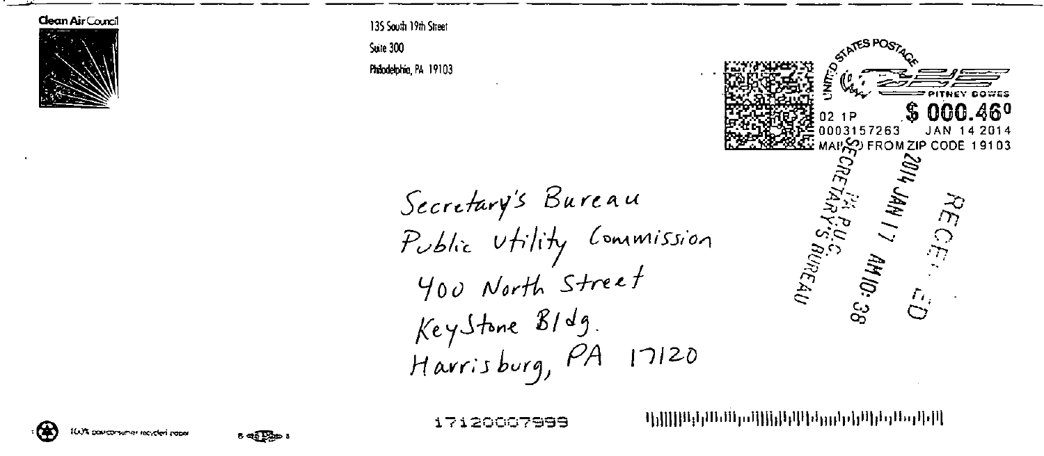Clean Air Council

135 South 19th Street
Suite 300
Philadelphia, PA 19103

UNITED STATES POSTAGE
PITNEY BOWES
02 1P $ 000.46[0]
0003157263 JAN 14 2014
MAILED FROM ZIP CODE 19103

Secretary's Bureau
Public Utility Commission
400 North Street
KeyStone Bldg.
Harrisburg, PA 17120

PA P.U.C.
SECRETARY'S BUREAU
2014 JAN 17 AM 10:38
RECEIVED

100% post-consumer recycled paper

17120007999